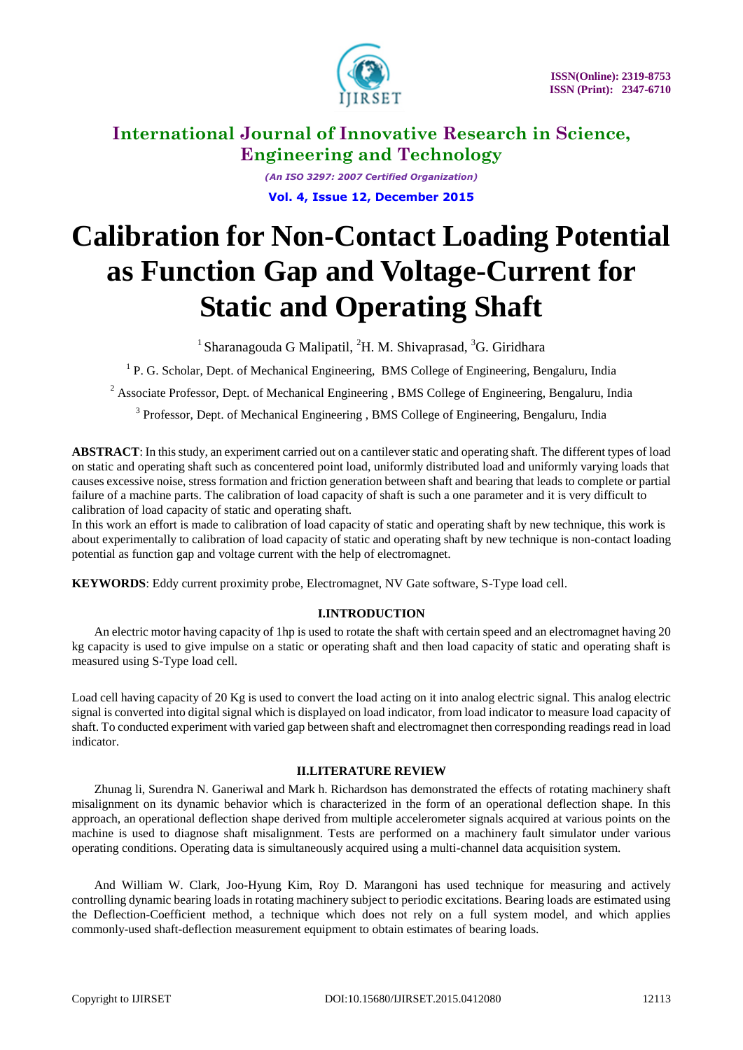# International Journal of Innovative Research in Science, Engineering and Technology

*(An ISO 3297: 2007 Certified Organization)*

**Vol. 4, Issue 12, December 2015**

# Calibration for Non-Contact Loading Potential as Function Gap and Voltage-Current for Static and Operating Shaft

[1] Sharanagouda G Malipatil, [2]H. M. Shivaprasad, [3]G. Giridhara

[1] P. G. Scholar, Dept. of Mechanical Engineering, BMS College of Engineering, Bengaluru, India

[2] Associate Professor, Dept. of Mechanical Engineering , BMS College of Engineering, Bengaluru, India

[3] Professor, Dept. of Mechanical Engineering , BMS College of Engineering, Bengaluru, India

**ABSTRACT**: In this study, an experiment carried out on a cantilever static and operating shaft. The different types of load on static and operating shaft such as concentered point load, uniformly distributed load and uniformly varying loads that causes excessive noise, stress formation and friction generation between shaft and bearing that leads to complete or partial failure of a machine parts. The calibration of load capacity of shaft is such a one parameter and it is very difficult to calibration of load capacity of static and operating shaft.

In this work an effort is made to calibration of load capacity of static and operating shaft by new technique, this work is about experimentally to calibration of load capacity of static and operating shaft by new technique is non-contact loading potential as function gap and voltage current with the help of electromagnet.

**KEYWORDS**: Eddy current proximity probe, Electromagnet, NV Gate software, S-Type load cell.

## I.INTRODUCTION

An electric motor having capacity of 1hp is used to rotate the shaft with certain speed and an electromagnet having 20 kg capacity is used to give impulse on a static or operating shaft and then load capacity of static and operating shaft is measured using S-Type load cell.

Load cell having capacity of 20 Kg is used to convert the load acting on it into analog electric signal. This analog electric signal is converted into digital signal which is displayed on load indicator, from load indicator to measure load capacity of shaft. To conducted experiment with varied gap between shaft and electromagnet then corresponding readings read in load indicator.

## II.LITERATURE REVIEW

Zhunag li, Surendra N. Ganeriwal and Mark h. Richardson has demonstrated the effects of rotating machinery shaft misalignment on its dynamic behavior which is characterized in the form of an operational deflection shape. In this approach, an operational deflection shape derived from multiple accelerometer signals acquired at various points on the machine is used to diagnose shaft misalignment. Tests are performed on a machinery fault simulator under various operating conditions. Operating data is simultaneously acquired using a multi-channel data acquisition system.

And William W. Clark, Joo-Hyung Kim, Roy D. Marangoni has used technique for measuring and actively controlling dynamic bearing loads in rotating machinery subject to periodic excitations. Bearing loads are estimated using the Deflection-Coefficient method, a technique which does not rely on a full system model, and which applies commonly-used shaft-deflection measurement equipment to obtain estimates of bearing loads.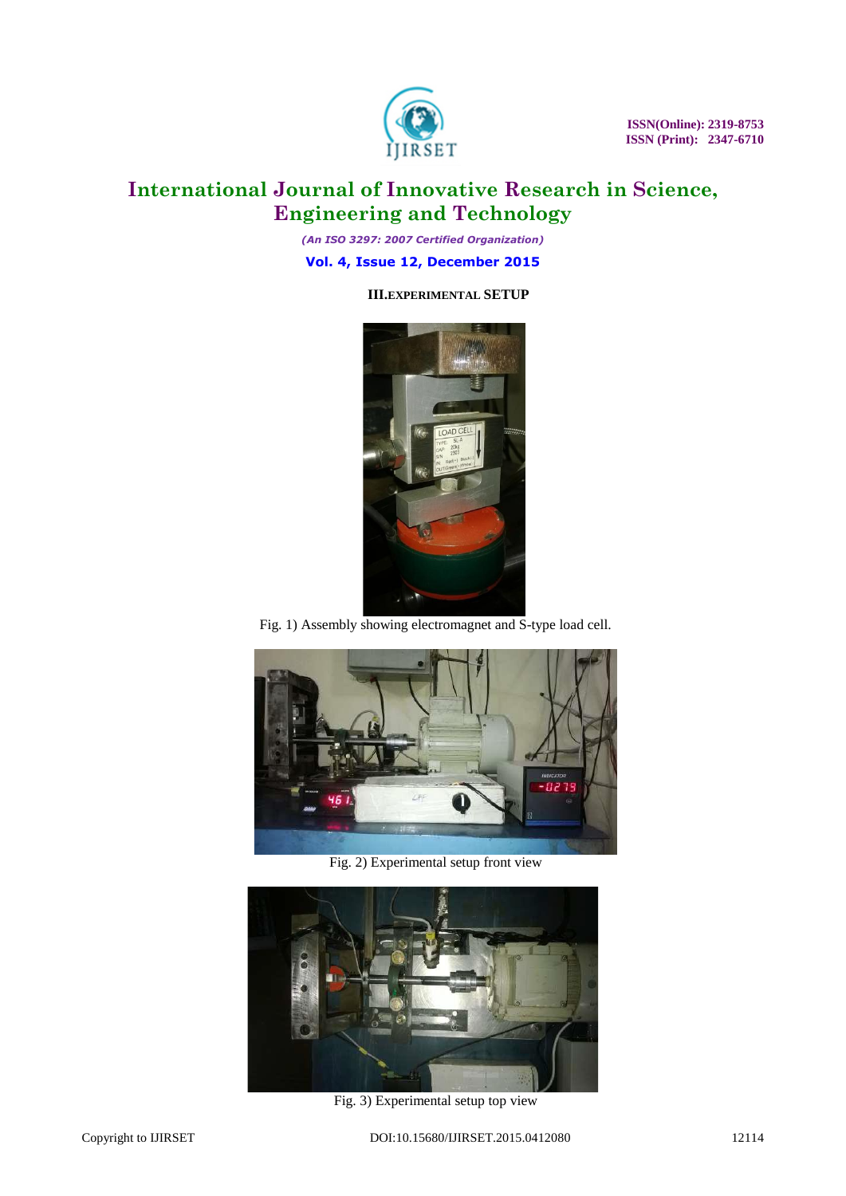## III. EXPERIMENTAL SETUP

Fig. 1) Assembly showing electromagnet and S-type load cell.

Fig. 2) Experimental setup front view

Fig. 3) Experimental setup top view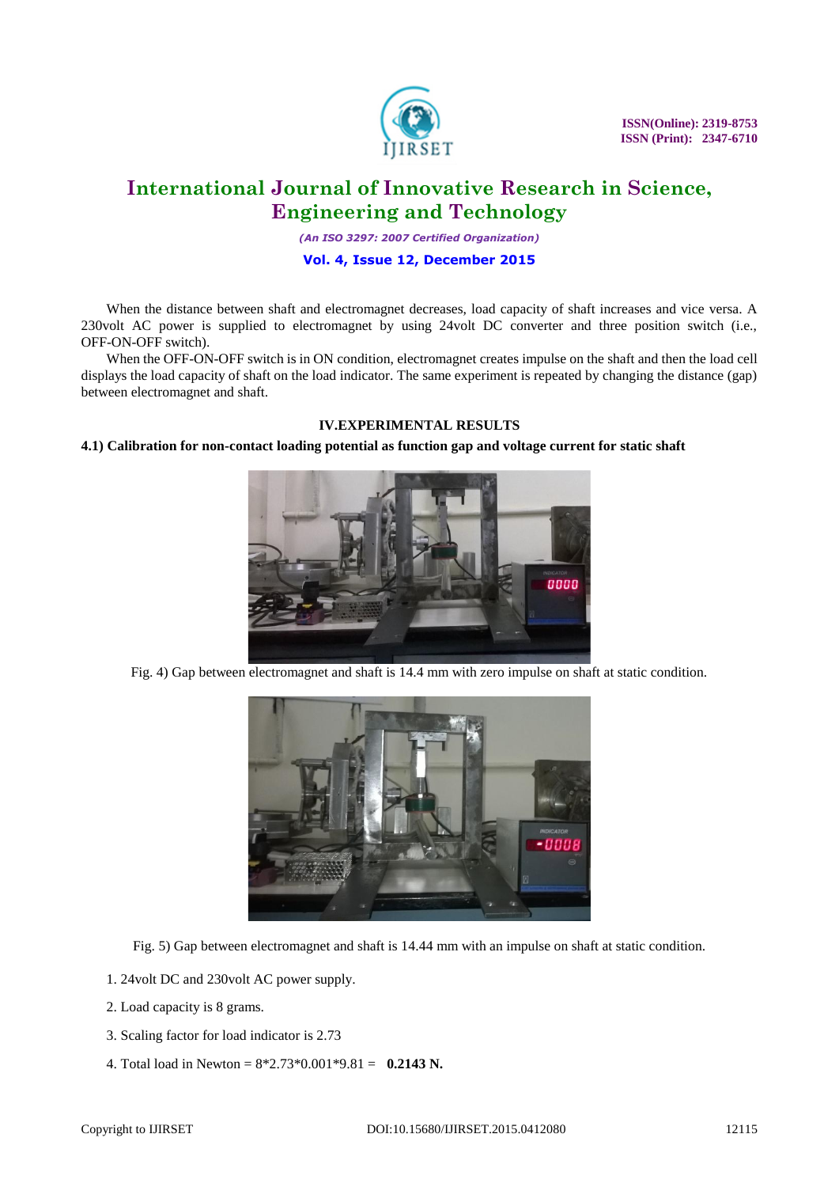When the distance between shaft and electromagnet decreases, load capacity of shaft increases and vice versa. A 230volt AC power is supplied to electromagnet by using 24volt DC converter and three position switch (i.e., OFF-ON-OFF switch).

When the OFF-ON-OFF switch is in ON condition, electromagnet creates impulse on the shaft and then the load cell displays the load capacity of shaft on the load indicator. The same experiment is repeated by changing the distance (gap) between electromagnet and shaft.

## IV.EXPERIMENTAL RESULTS

### 4.1) Calibration for non-contact loading potential as function gap and voltage current for static shaft

Fig. 4) Gap between electromagnet and shaft is 14.4 mm with zero impulse on shaft at static condition.

Fig. 5) Gap between electromagnet and shaft is 14.44 mm with an impulse on shaft at static condition.

1. 24volt DC and 230volt AC power supply.
2. Load capacity is 8 grams.
3. Scaling factor for load indicator is 2.73
4. Total load in Newton = 8*2.73*0.001*9.81 = **0.2143 N.**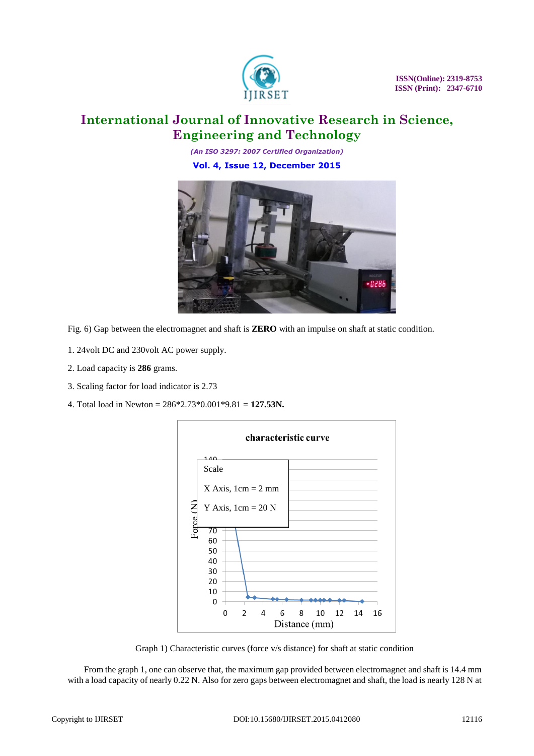Fig. 6) Gap between the electromagnet and shaft is **ZERO** with an impulse on shaft at static condition.

1. 24volt DC and 230volt AC power supply.
2. Load capacity is **286** grams.
3. Scaling factor for load indicator is 2.73
4. Total load in Newton = 286*2.73*0.001*9.81 = **127.53N.**

Graph 1) Characteristic curves (force v/s distance) for shaft at static condition

From the graph 1, one can observe that, the maximum gap provided between electromagnet and shaft is 14.4 mm with a load capacity of nearly 0.22 N. Also for zero gaps between electromagnet and shaft, the load is nearly 128 N at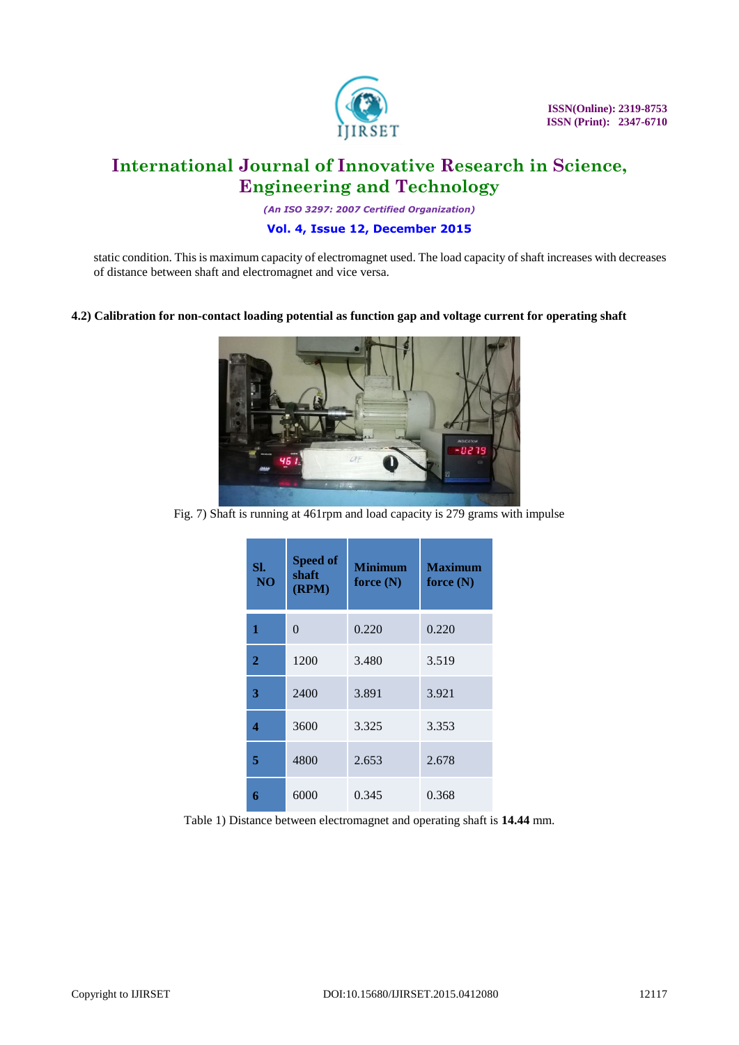static condition. This is maximum capacity of electromagnet used. The load capacity of shaft increases with decreases of distance between shaft and electromagnet and vice versa.

**4.2) Calibration for non-contact loading potential as function gap and voltage current for operating shaft**

Fig. 7) Shaft is running at 461rpm and load capacity is 279 grams with impulse

| Sl. NO | Speed of shaft (RPM) | Minimum force (N) | Maximum force (N) |
|---|---|---|---|
| **1** | 0 | 0.220 | 0.220 |
| **2** | 1200 | 3.480 | 3.519 |
| **3** | 2400 | 3.891 | 3.921 |
| **4** | 3600 | 3.325 | 3.353 |
| **5** | 4800 | 2.653 | 2.678 |
| **6** | 6000 | 0.345 | 0.368 |

Table 1) Distance between electromagnet and operating shaft is **14.44** mm.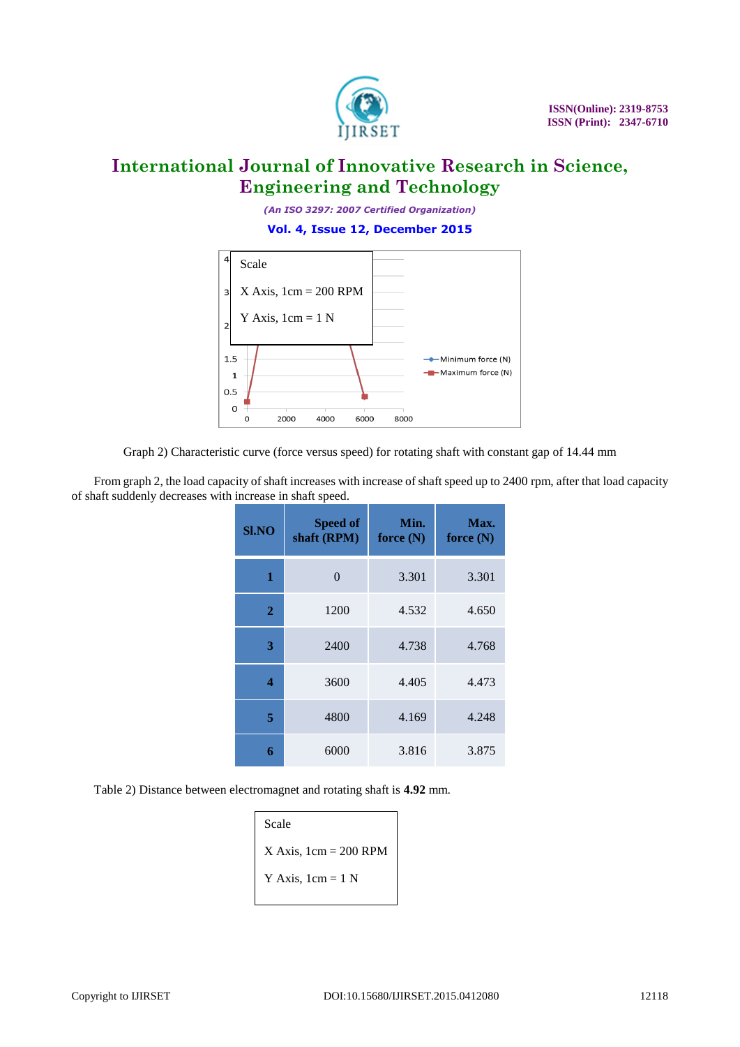Scale

X Axis, 1cm = 200 RPM

Y Axis, 1cm = 1 N

Graph 2) Characteristic curve (force versus speed) for rotating shaft with constant gap of 14.44 mm

From graph 2, the load capacity of shaft increases with increase of shaft speed up to 2400 rpm, after that load capacity of shaft suddenly decreases with increase in shaft speed.

| Sl.NO | Speed of shaft (RPM) | Min. force (N) | Max. force (N) |
|---|---|---|---|
| 1 | 0 | 3.301 | 3.301 |
| 2 | 1200 | 4.532 | 4.650 |
| 3 | 2400 | 4.738 | 4.768 |
| 4 | 3600 | 4.405 | 4.473 |
| 5 | 4800 | 4.169 | 4.248 |
| 6 | 6000 | 3.816 | 3.875 |

Table 2) Distance between electromagnet and rotating shaft is **4.92** mm.

Scale

X Axis, 1cm = 200 RPM

Y Axis, 1cm = 1 N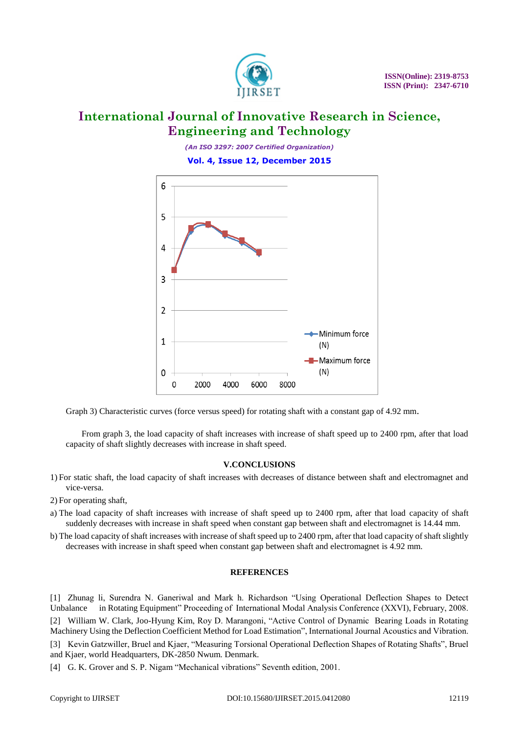Graph 3) Characteristic curves (force versus speed) for rotating shaft with a constant gap of 4.92 mm.

From graph 3, the load capacity of shaft increases with increase of shaft speed up to 2400 rpm, after that load capacity of shaft slightly decreases with increase in shaft speed.

## V.CONCLUSIONS

1) For static shaft, the load capacity of shaft increases with decreases of distance between shaft and electromagnet and vice-versa.

2) For operating shaft,

a) The load capacity of shaft increases with increase of shaft speed up to 2400 rpm, after that load capacity of shaft suddenly decreases with increase in shaft speed when constant gap between shaft and electromagnet is 14.44 mm.

b) The load capacity of shaft increases with increase of shaft speed up to 2400 rpm, after that load capacity of shaft slightly decreases with increase in shaft speed when constant gap between shaft and electromagnet is 4.92 mm.

## REFERENCES

[1] Zhunag li, Surendra N. Ganeriwal and Mark h. Richardson "Using Operational Deflection Shapes to Detect Unbalance in Rotating Equipment" Proceeding of International Modal Analysis Conference (XXVI), February, 2008.

[2] William W. Clark, Joo-Hyung Kim, Roy D. Marangoni, "Active Control of Dynamic Bearing Loads in Rotating Machinery Using the Deflection Coefficient Method for Load Estimation", International Journal Acoustics and Vibration.

[3] Kevin Gatzwiller, Bruel and Kjaer, "Measuring Torsional Operational Deflection Shapes of Rotating Shafts", Bruel and Kjaer, world Headquarters, DK-2850 Nwum. Denmark.

[4] G. K. Grover and S. P. Nigam "Mechanical vibrations" Seventh edition, 2001.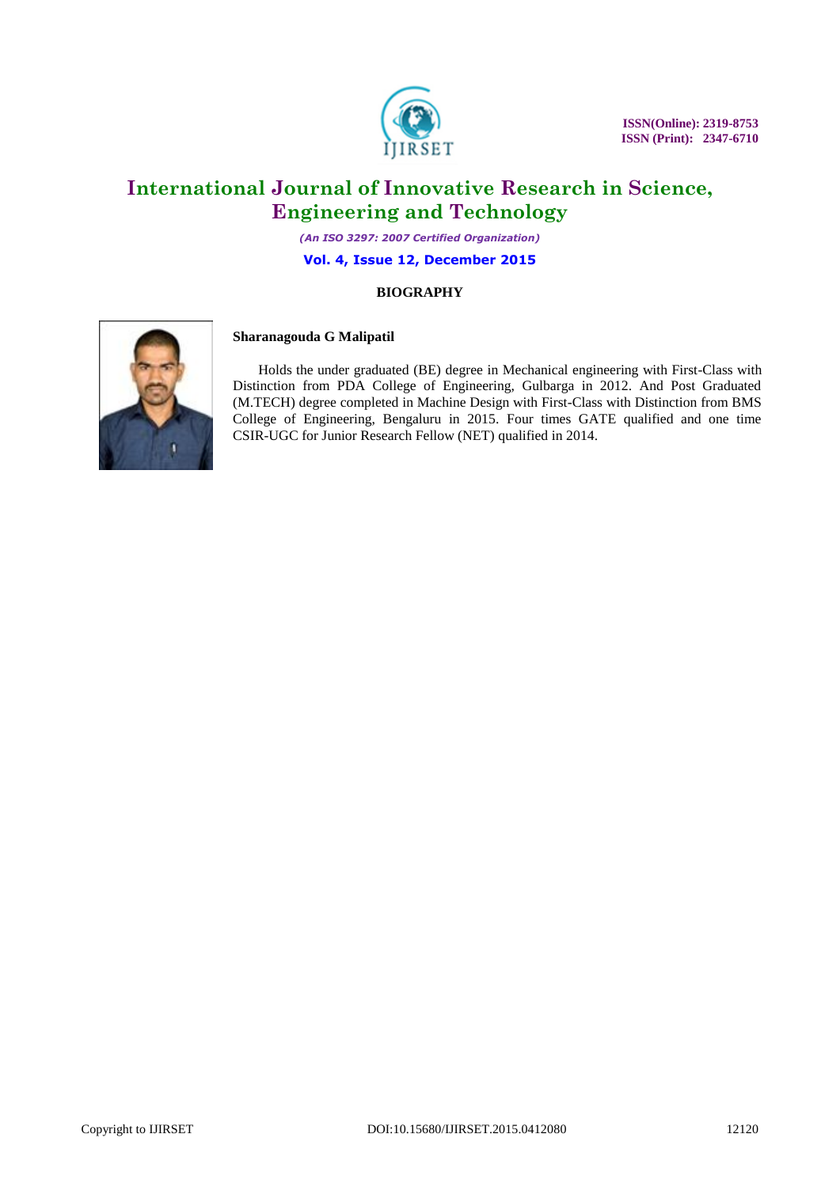**BIOGRAPHY**

**Sharanagouda G Malipatil**

Holds the under graduated (BE) degree in Mechanical engineering with First-Class with Distinction from PDA College of Engineering, Gulbarga in 2012. And Post Graduated (M.TECH) degree completed in Machine Design with First-Class with Distinction from BMS College of Engineering, Bengaluru in 2015. Four times GATE qualified and one time CSIR-UGC for Junior Research Fellow (NET) qualified in 2014.